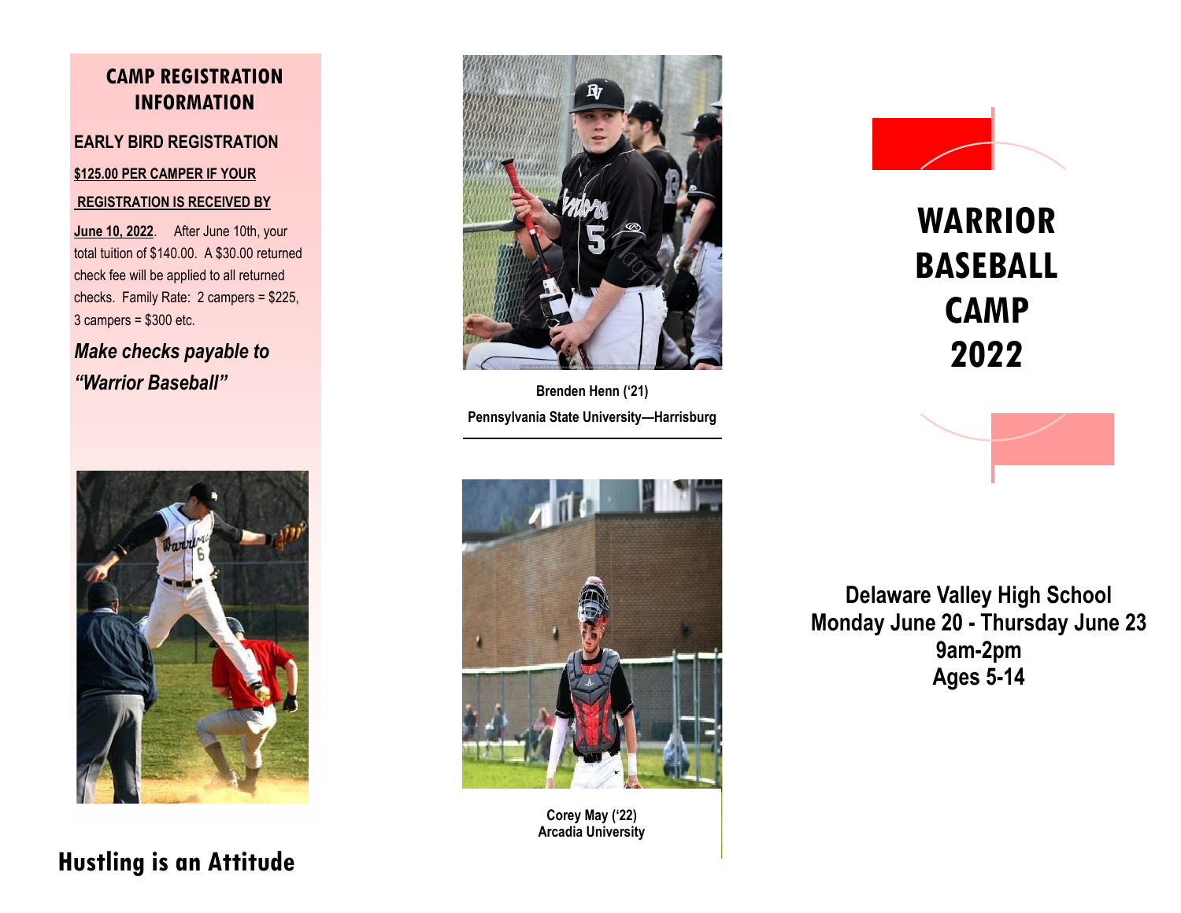## CAMP REGISTRATION INFORMATION

### EARLY BIRD REGISTRATION

**$125.00 PER CAMPER IF YOUR REGISTRATION IS RECEIVED BY June 10, 2022**. After June 10th, your total tuition of $140.00. A $30.00 returned check fee will be applied to all returned checks. Family Rate: 2 campers = $225, 3 campers = $300 etc.

***Make checks payable to "Warrior Baseball"***

**Hustling is an Attitude**

**Brenden Henn ('21)**
**Pennsylvania State University—Harrisburg**

**Corey May ('22)**
**Arcadia University**

# WARRIOR BASEBALL CAMP 2022

**Delaware Valley High School**
**Monday June 20 - Thursday June 23**
**9am-2pm**
**Ages 5-14**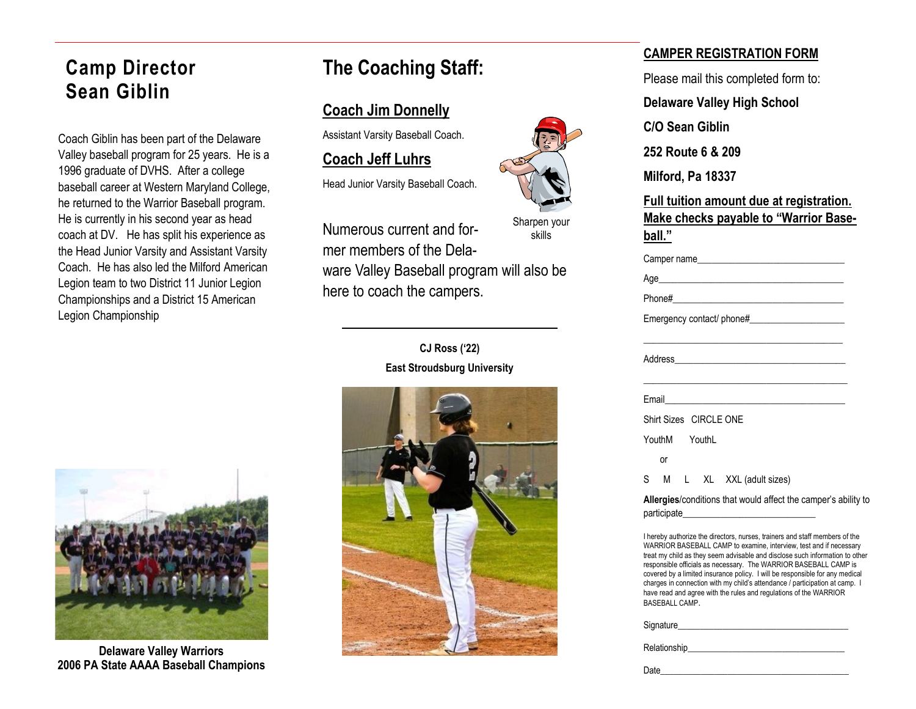## Camp Director Sean Giblin

Coach Giblin has been part of the Delaware Valley baseball program for 25 years. He is a 1996 graduate of DVHS. After a college baseball career at Western Maryland College, he returned to the Warrior Baseball program. He is currently in his second year as head coach at DV. He has split his experience as the Head Junior Varsity and Assistant Varsity Coach. He has also led the Milford American Legion team to two District 11 Junior Legion Championships and a District 15 American Legion Championship

**Delaware Valley Warriors**
**2006 PA State AAAA Baseball Champions**

## The Coaching Staff:

### Coach Jim Donnelly

Assistant Varsity Baseball Coach.

### Coach Jeff Luhrs

Head Junior Varsity Baseball Coach.

Sharpen your skills

Numerous current and former members of the Delaware Valley Baseball program will also be here to coach the campers.

**CJ Ross ('22)**
**East Stroudsburg University**

## CAMPER REGISTRATION FORM

Please mail this completed form to:

**Delaware Valley High School**

**C/O Sean Giblin**

**252 Route 6 & 209**

**Milford, Pa 18337**

**Full tuition amount due at registration. Make checks payable to "Warrior Baseball."**

Camper name_______________________________

Age_______________________________________

Phone#____________________________________

Emergency contact/ phone#____________________

__________________________________________

Address____________________________________

__________________________________________

Email______________________________________

Shirt Sizes CIRCLE ONE

YouthM YouthL

or

S M L XL XXL (adult sizes)

**Allergies**/conditions that would affect the camper's ability to participate___________________________

I hereby authorize the directors, nurses, trainers and staff members of the WARRIOR BASEBALL CAMP to examine, interview, test and if necessary treat my child as they seem advisable and disclose such information to other responsible officials as necessary. The WARRIOR BASEBALL CAMP is covered by a limited insurance policy. I will be responsible for any medical charges in connection with my child's attendance / participation at camp. I have read and agree with the rules and regulations of the WARRIOR BASEBALL CAMP.

Signature__________________________________

Relationship_______________________________

Date______________________________________